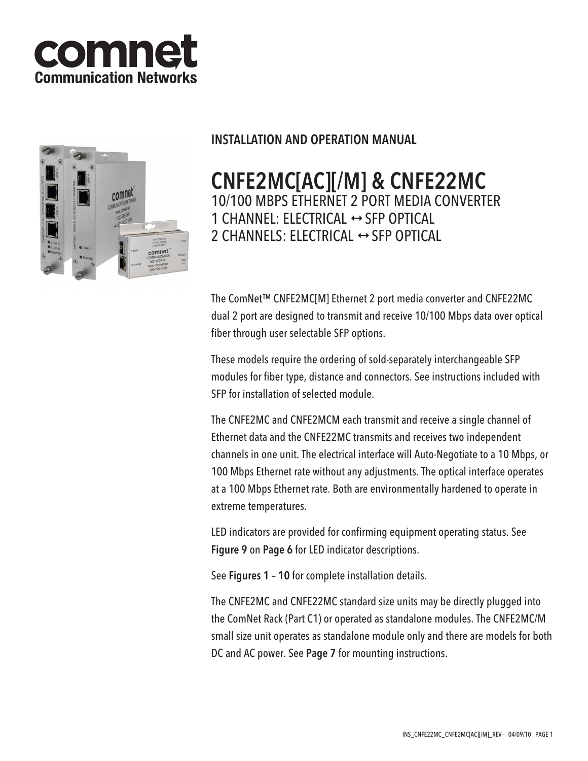comnet
Communication Networks

**INSTALLATION AND OPERATION MANUAL**

# CNFE2MC[AC][/M] & CNFE22MC

10/100 MBPS ETHERNET 2 PORT MEDIA CONVERTER
1 CHANNEL: ELECTRICAL ↔ SFP OPTICAL
2 CHANNELS: ELECTRICAL ↔ SFP OPTICAL

The ComNet™ CNFE2MC[M] Ethernet 2 port media converter and CNFE22MC dual 2 port are designed to transmit and receive 10/100 Mbps data over optical fiber through user selectable SFP options.

These models require the ordering of sold-separately interchangeable SFP modules for fiber type, distance and connectors. See instructions included with SFP for installation of selected module.

The CNFE2MC and CNFE2MCM each transmit and receive a single channel of Ethernet data and the CNFE22MC transmits and receives two independent channels in one unit. The electrical interface will Auto-Negotiate to a 10 Mbps, or 100 Mbps Ethernet rate without any adjustments. The optical interface operates at a 100 Mbps Ethernet rate. Both are environmentally hardened to operate in extreme temperatures.

LED indicators are provided for confirming equipment operating status. See **Figure 9** on **Page 6** for LED indicator descriptions.

See **Figures 1 – 10** for complete installation details.

The CNFE2MC and CNFE22MC standard size units may be directly plugged into the ComNet Rack (Part C1) or operated as standalone modules. The CNFE2MC/M small size unit operates as standalone module only and there are models for both DC and AC power. See **Page 7** for mounting instructions.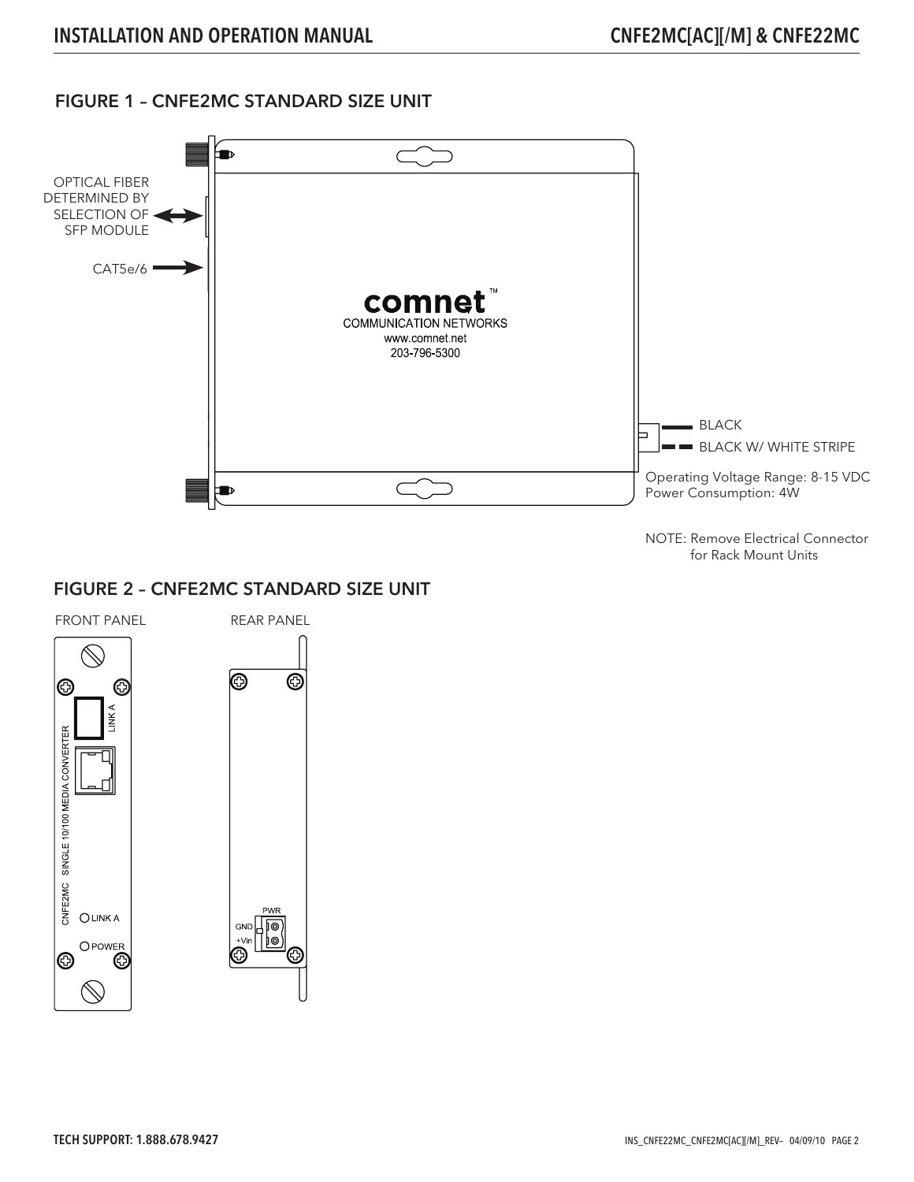## FIGURE 1 – CNFE2MC STANDARD SIZE UNIT

OPTICAL FIBER DETERMINED BY SELECTION OF SFP MODULE

CAT5e/6

comnet™
COMMUNICATION NETWORKS
www.comnet.net
203-796-5300

BLACK

BLACK W/ WHITE STRIPE

Operating Voltage Range: 8-15 VDC
Power Consumption: 4W

NOTE: Remove Electrical Connector for Rack Mount Units

## FIGURE 2 – CNFE2MC STANDARD SIZE UNIT

FRONT PANEL

LINK A

CNFE2MC SINGLE 10/100 MEDIA CONVERTER

LINK A

POWER

REAR PANEL

PWR

GND

+Vin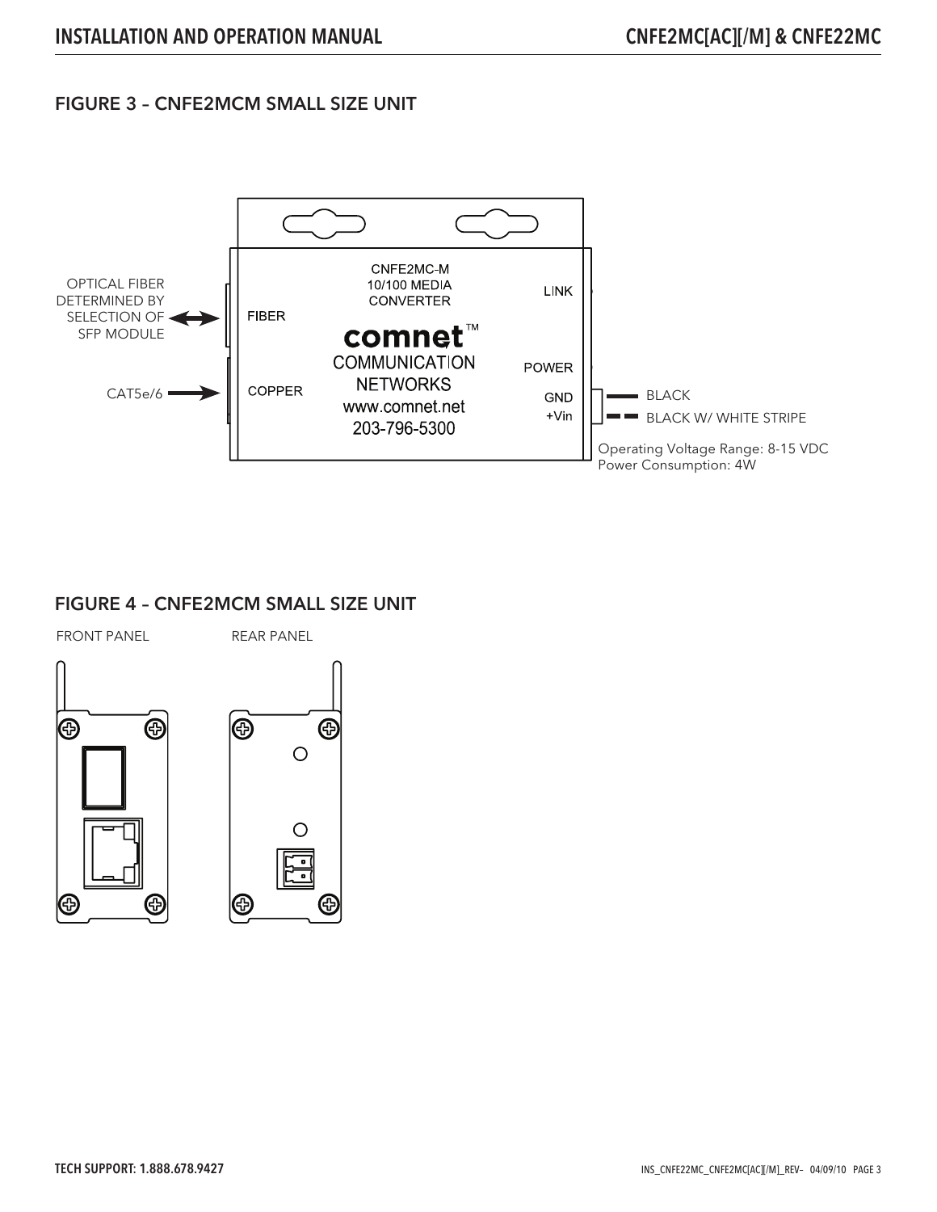## FIGURE 3 – CNFE2MCM SMALL SIZE UNIT

OPTICAL FIBER DETERMINED BY SELECTION OF SFP MODULE

CAT5e/6

FIBER

COPPER

CNFE2MC-M
10/100 MEDIA
CONVERTER

comnet™
COMMUNICATION
NETWORKS
www.comnet.net
203-796-5300

LINK

POWER

GND
+Vin

BLACK

BLACK W/ WHITE STRIPE

Operating Voltage Range: 8-15 VDC
Power Consumption: 4W

## FIGURE 4 – CNFE2MCM SMALL SIZE UNIT

FRONT PANEL

REAR PANEL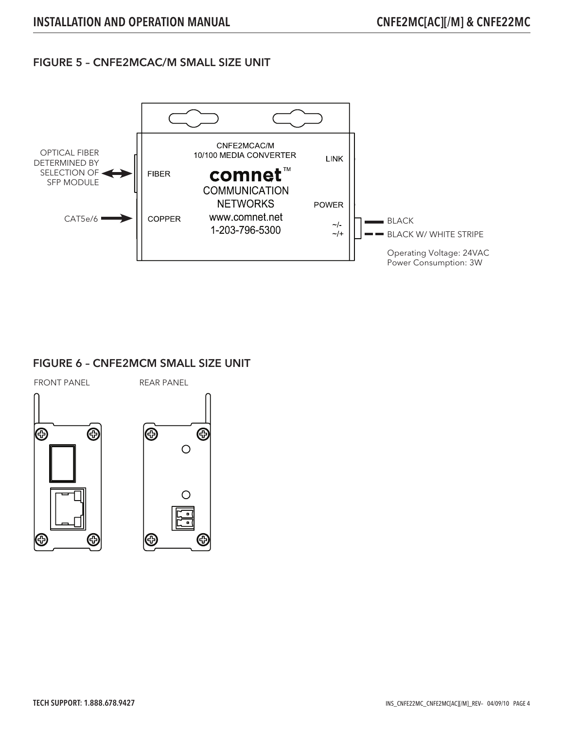## FIGURE 5 – CNFE2MCAC/M SMALL SIZE UNIT

OPTICAL FIBER DETERMINED BY SELECTION OF SFP MODULE

CAT5e/6

CNFE2MCAC/M
10/100 MEDIA CONVERTER

FIBER

COPPER

comnet™
COMMUNICATION NETWORKS
www.comnet.net
1-203-796-5300

LINK

POWER

~/-
~/+

BLACK

BLACK W/ WHITE STRIPE

Operating Voltage: 24VAC
Power Consumption: 3W

## FIGURE 6 – CNFE2MCM SMALL SIZE UNIT

FRONT PANEL

REAR PANEL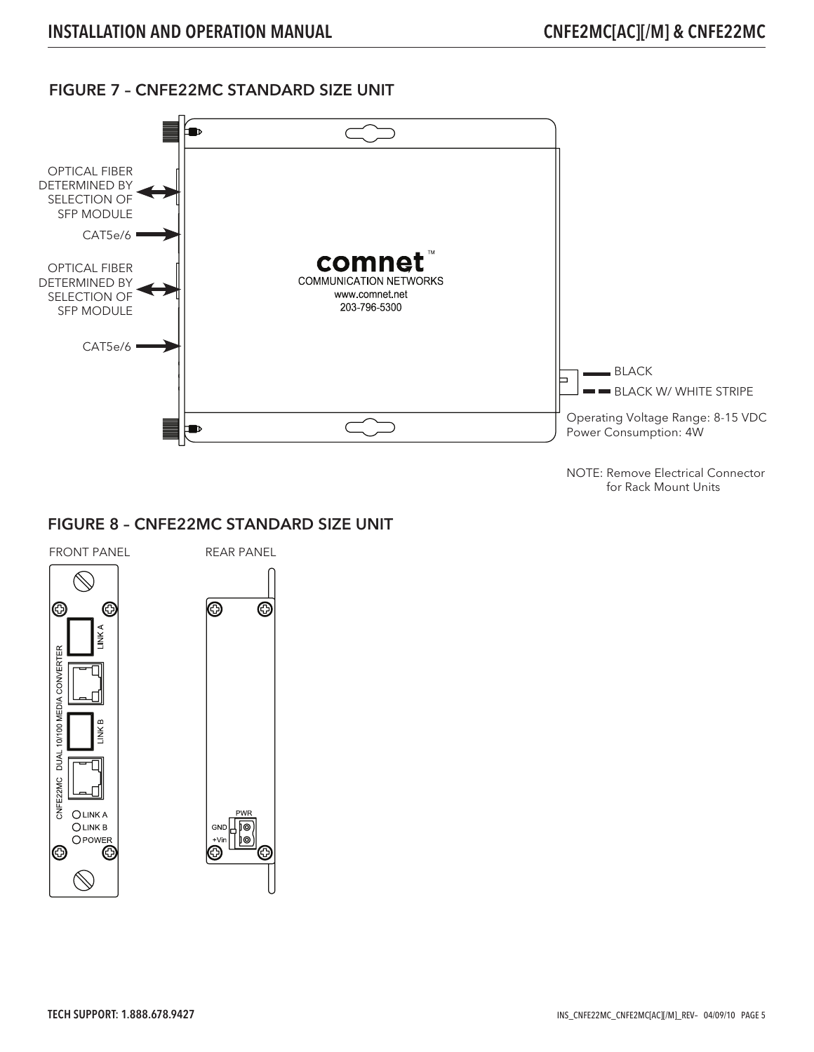## FIGURE 7 – CNFE22MC STANDARD SIZE UNIT

OPTICAL FIBER DETERMINED BY SELECTION OF SFP MODULE

CAT5e/6

OPTICAL FIBER DETERMINED BY SELECTION OF SFP MODULE

CAT5e/6

comnet™
COMMUNICATION NETWORKS
www.comnet.net
203-796-5300

BLACK

BLACK W/ WHITE STRIPE

Operating Voltage Range: 8-15 VDC
Power Consumption: 4W

NOTE: Remove Electrical Connector for Rack Mount Units

## FIGURE 8 – CNFE22MC STANDARD SIZE UNIT

FRONT PANEL

CNFE22MC DUAL 10/100 MEDIA CONVERTER

LINK A

LINK B

LINK A
LINK B
POWER

REAR PANEL

PWR
GND
+Vin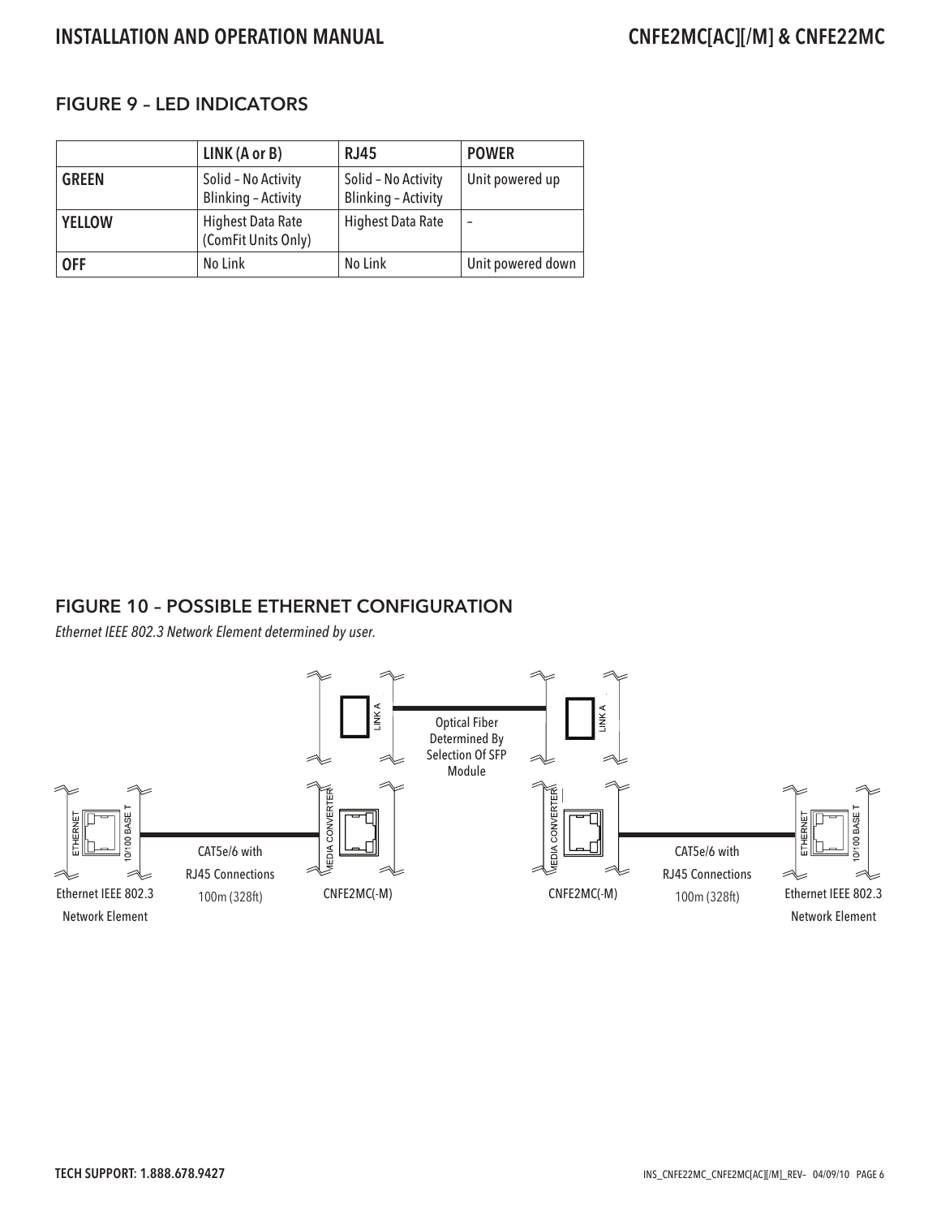## FIGURE 9 – LED INDICATORS

| | LINK (A or B) | RJ45 | POWER |
|---|---|---|---|
| **GREEN** | Solid – No Activity<br>Blinking – Activity | Solid – No Activity<br>Blinking – Activity | Unit powered up |
| **YELLOW** | Highest Data Rate (ComFit Units Only) | Highest Data Rate | – |
| **OFF** | No Link | No Link | Unit powered down |

## FIGURE 10 – POSSIBLE ETHERNET CONFIGURATION

*Ethernet IEEE 802.3 Network Element determined by user.*

Ethernet IEEE 802.3 Network Element — CAT5e/6 with RJ45 Connections 100m (328ft) — CNFE2MC(-M) — Optical Fiber Determined By Selection Of SFP Module — CNFE2MC(-M) — CAT5e/6 with RJ45 Connections 100m (328ft) — Ethernet IEEE 802.3 Network Element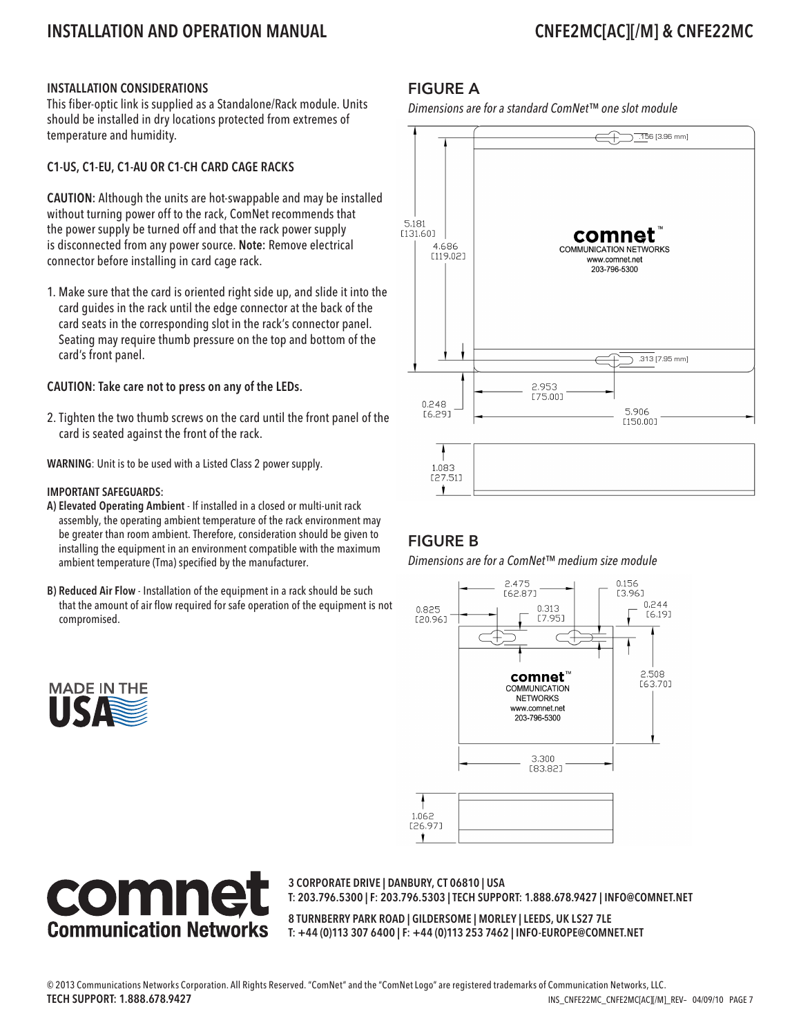### INSTALLATION CONSIDERATIONS

This fiber-optic link is supplied as a Standalone/Rack module. Units should be installed in dry locations protected from extremes of temperature and humidity.

### C1-US, C1-EU, C1-AU OR C1-CH CARD CAGE RACKS

**CAUTION:** Although the units are hot-swappable and may be installed without turning power off to the rack, ComNet recommends that the power supply be turned off and that the rack power supply is disconnected from any power source. **Note:** Remove electrical connector before installing in card cage rack.

1. Make sure that the card is oriented right side up, and slide it into the card guides in the rack until the edge connector at the back of the card seats in the corresponding slot in the rack's connector panel. Seating may require thumb pressure on the top and bottom of the card's front panel.

**CAUTION: Take care not to press on any of the LEDs.**

2. Tighten the two thumb screws on the card until the front panel of the card is seated against the front of the rack.

**WARNING**: Unit is to be used with a Listed Class 2 power supply.

**IMPORTANT SAFEGUARDS:**

**A) Elevated Operating Ambient** - If installed in a closed or multi-unit rack assembly, the operating ambient temperature of the rack environment may be greater than room ambient. Therefore, consideration should be given to installing the equipment in an environment compatible with the maximum ambient temperature (Tma) specified by the manufacturer.

**B) Reduced Air Flow** - Installation of the equipment in a rack should be such that the amount of air flow required for safe operation of the equipment is not compromised.

MADE IN THE USA

## FIGURE A

*Dimensions are for a standard ComNet™ one slot module*

.156 [3.96 mm]
5.181 [131.60]
4.686 [119.02]
comnet™ COMMUNICATION NETWORKS www.comnet.net 203-796-5300
.313 [7.95 mm]
2.953 [75.00]
0.248 [6.29]
5.906 [150.00]
1.083 [27.51]

## FIGURE B

*Dimensions are for a ComNet™ medium size module*

2.475 [62.87]
0.156 [3.96]
0.825 [20.96]
0.313 [7.95]
0.244 [6.19]
comnet™ COMMUNICATION NETWORKS www.comnet.net 203-796-5300
2.508 [63.70]
3.300 [83.82]
1.062 [26.97]

**comnet Communication Networks**

**3 CORPORATE DRIVE | DANBURY, CT 06810 | USA**
**T: 203.796.5300 | F: 203.796.5303 | TECH SUPPORT: 1.888.678.9427 | INFO@COMNET.NET**

**8 TURNBERRY PARK ROAD | GILDERSOME | MORLEY | LEEDS, UK LS27 7LE**
**T: +44 (0)113 307 6400 | F: +44 (0)113 253 7462 | INFO-EUROPE@COMNET.NET**

© 2013 Communications Networks Corporation. All Rights Reserved. "ComNet" and the "ComNet Logo" are registered trademarks of Communication Networks, LLC.